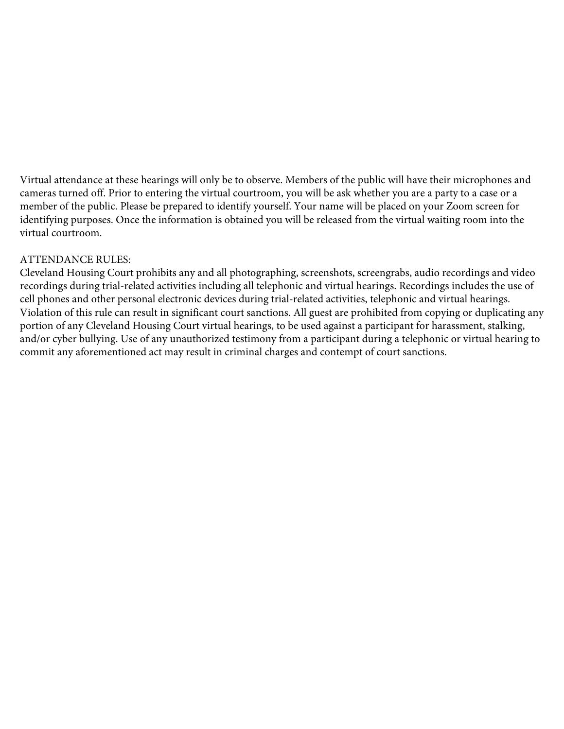Virtual attendance at these hearings will only be to observe. Members of the public will have their microphones and cameras turned off. Prior to entering the virtual courtroom, you will be ask whether you are a party to a case or a member of the public. Please be prepared to identify yourself. Your name will be placed on your Zoom screen for identifying purposes. Once the information is obtained you will be released from the virtual waiting room into the virtual courtroom.

ATTENDANCE RULES:
Cleveland Housing Court prohibits any and all photographing, screenshots, screengrabs, audio recordings and video recordings during trial-related activities including all telephonic and virtual hearings. Recordings includes the use of cell phones and other personal electronic devices during trial-related activities, telephonic and virtual hearings. Violation of this rule can result in significant court sanctions. All guest are prohibited from copying or duplicating any portion of any Cleveland Housing Court virtual hearings, to be used against a participant for harassment, stalking, and/or cyber bullying. Use of any unauthorized testimony from a participant during a telephonic or virtual hearing to commit any aforementioned act may result in criminal charges and contempt of court sanctions.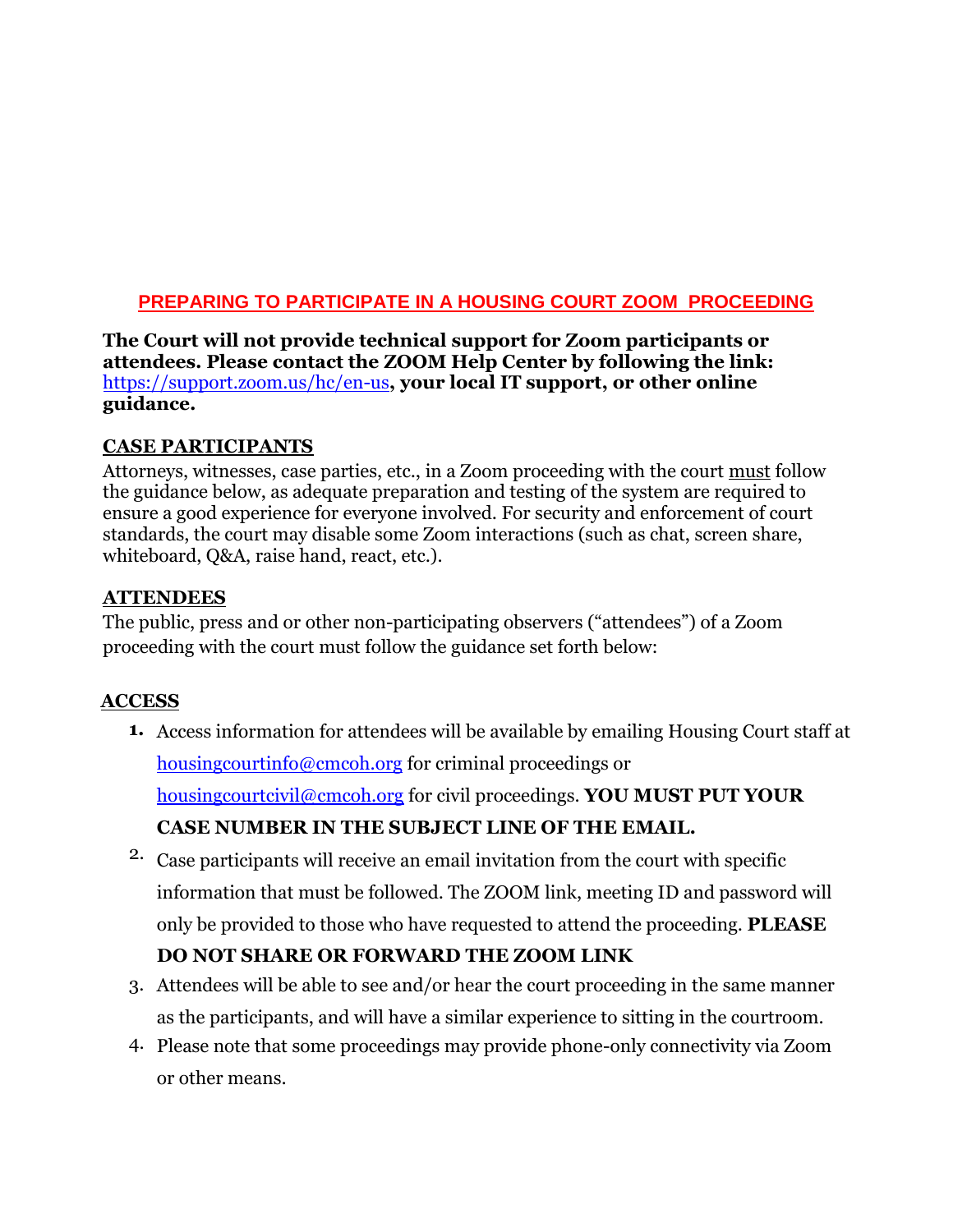## PREPARING TO PARTICIPATE IN A HOUSING COURT ZOOM PROCEEDING

**The Court will not provide technical support for Zoom participants or attendees. Please contact the ZOOM Help Center by following the link:** https://support.zoom.us/hc/en-us**, your local IT support, or other online guidance.**

### CASE PARTICIPANTS

Attorneys, witnesses, case parties, etc., in a Zoom proceeding with the court must follow the guidance below, as adequate preparation and testing of the system are required to ensure a good experience for everyone involved. For security and enforcement of court standards, the court may disable some Zoom interactions (such as chat, screen share, whiteboard, Q&A, raise hand, react, etc.).

### ATTENDEES

The public, press and or other non-participating observers ("attendees") of a Zoom proceeding with the court must follow the guidance set forth below:

### ACCESS

1. Access information for attendees will be available by emailing Housing Court staff at housingcourtinfo@cmcoh.org for criminal proceedings or housingcourtcivil@cmcoh.org for civil proceedings. **YOU MUST PUT YOUR CASE NUMBER IN THE SUBJECT LINE OF THE EMAIL.**
2. Case participants will receive an email invitation from the court with specific information that must be followed. The ZOOM link, meeting ID and password will only be provided to those who have requested to attend the proceeding. **PLEASE DO NOT SHARE OR FORWARD THE ZOOM LINK**
3. Attendees will be able to see and/or hear the court proceeding in the same manner as the participants, and will have a similar experience to sitting in the courtroom.
4. Please note that some proceedings may provide phone-only connectivity via Zoom or other means.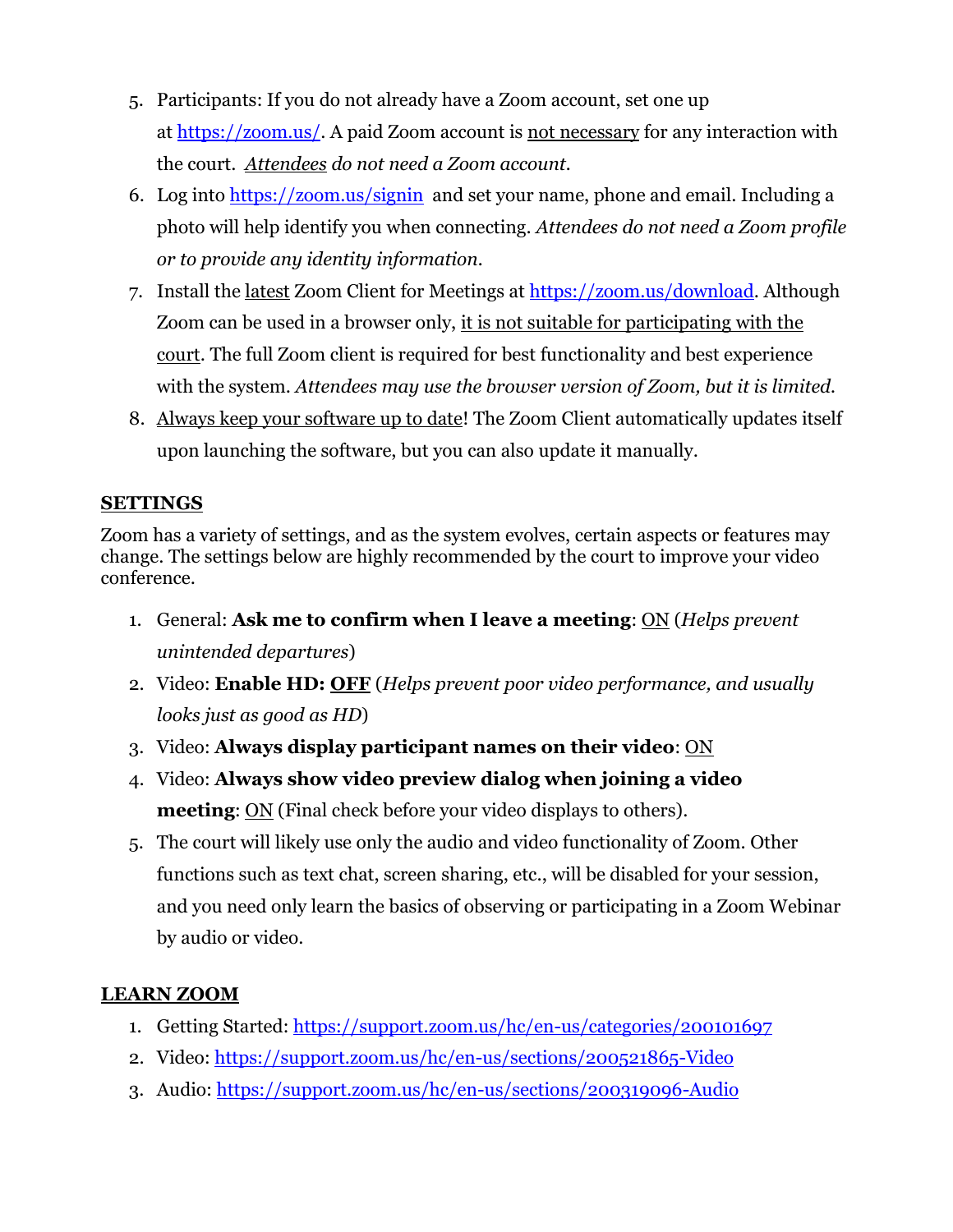5. Participants: If you do not already have a Zoom account, set one up at [https://zoom.us/](https://zoom.us/). A paid Zoom account is <u>not necessary</u> for any interaction with the court. *<u>Attendees</u> do not need a Zoom account.*
6. Log into [https://zoom.us/signin](https://zoom.us/signin) and set your name, phone and email. Including a photo will help identify you when connecting. *Attendees do not need a Zoom profile or to provide any identity information.*
7. Install the <u>latest</u> Zoom Client for Meetings at [https://zoom.us/download](https://zoom.us/download). Although Zoom can be used in a browser only, <u>it is not suitable for participating with the court</u>. The full Zoom client is required for best functionality and best experience with the system. *Attendees may use the browser version of Zoom, but it is limited.*
8. <u>Always keep your software up to date</u>! The Zoom Client automatically updates itself upon launching the software, but you can also update it manually.

## SETTINGS

Zoom has a variety of settings, and as the system evolves, certain aspects or features may change. The settings below are highly recommended by the court to improve your video conference.

1. General: **Ask me to confirm when I leave a meeting**: <u>ON</u> (*Helps prevent unintended departures*)
2. Video: **Enable HD: <u>OFF</u>** (*Helps prevent poor video performance, and usually looks just as good as HD*)
3. Video: **Always display participant names on their video**: <u>ON</u>
4. Video: **Always show video preview dialog when joining a video meeting**: <u>ON</u> (Final check before your video displays to others).
5. The court will likely use only the audio and video functionality of Zoom. Other functions such as text chat, screen sharing, etc., will be disabled for your session, and you need only learn the basics of observing or participating in a Zoom Webinar by audio or video.

## LEARN ZOOM

1. Getting Started: [https://support.zoom.us/hc/en-us/categories/200101697](https://support.zoom.us/hc/en-us/categories/200101697)
2. Video: [https://support.zoom.us/hc/en-us/sections/200521865-Video](https://support.zoom.us/hc/en-us/sections/200521865-Video)
3. Audio: [https://support.zoom.us/hc/en-us/sections/200319096-Audio](https://support.zoom.us/hc/en-us/sections/200319096-Audio)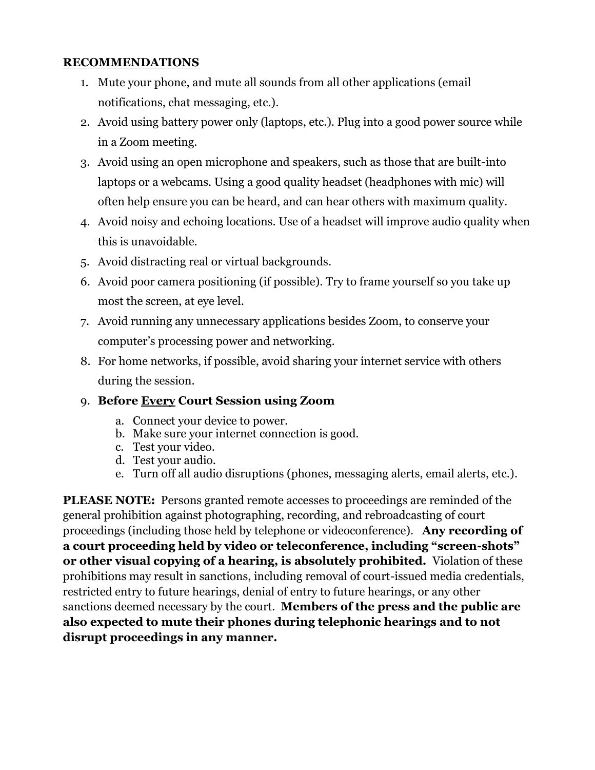**RECOMMENDATIONS**

1. Mute your phone, and mute all sounds from all other applications (email notifications, chat messaging, etc.).
2. Avoid using battery power only (laptops, etc.). Plug into a good power source while in a Zoom meeting.
3. Avoid using an open microphone and speakers, such as those that are built-into laptops or a webcams. Using a good quality headset (headphones with mic) will often help ensure you can be heard, and can hear others with maximum quality.
4. Avoid noisy and echoing locations. Use of a headset will improve audio quality when this is unavoidable.
5. Avoid distracting real or virtual backgrounds.
6. Avoid poor camera positioning (if possible). Try to frame yourself so you take up most the screen, at eye level.
7. Avoid running any unnecessary applications besides Zoom, to conserve your computer's processing power and networking.
8. For home networks, if possible, avoid sharing your internet service with others during the session.
9. **Before <u>Every</u> Court Session using Zoom**
   a. Connect your device to power.
   b. Make sure your internet connection is good.
   c. Test your video.
   d. Test your audio.
   e. Turn off all audio disruptions (phones, messaging alerts, email alerts, etc.).

**PLEASE NOTE:** Persons granted remote accesses to proceedings are reminded of the general prohibition against photographing, recording, and rebroadcasting of court proceedings (including those held by telephone or videoconference). **Any recording of a court proceeding held by video or teleconference, including "screen-shots" or other visual copying of a hearing, is absolutely prohibited.** Violation of these prohibitions may result in sanctions, including removal of court-issued media credentials, restricted entry to future hearings, denial of entry to future hearings, or any other sanctions deemed necessary by the court. **Members of the press and the public are also expected to mute their phones during telephonic hearings and to not disrupt proceedings in any manner.**